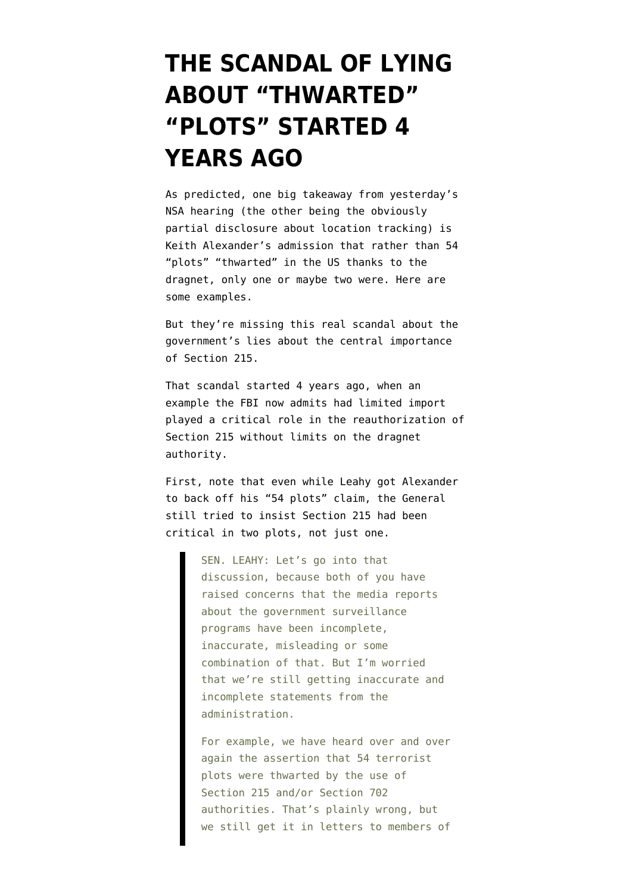# THE SCANDAL OF LYING ABOUT "THWARTED" "PLOTS" STARTED 4 YEARS AGO

As predicted, one big takeaway from yesterday's NSA hearing (the other being the obviously partial disclosure about location tracking) is Keith Alexander's admission that rather than 54 "plots" "thwarted" in the US thanks to the dragnet, only one or maybe two were. Here are some examples.

But they're missing this real scandal about the government's lies about the central importance of Section 215.

That scandal started 4 years ago, when an example the FBI now admits had limited import played a critical role in the reauthorization of Section 215 without limits on the dragnet authority.

First, note that even while Leahy got Alexander to back off his "54 plots" claim, the General still tried to insist Section 215 had been critical in two plots, not just one.

> SEN. LEAHY: Let's go into that discussion, because both of you have raised concerns that the media reports about the government surveillance programs have been incomplete, inaccurate, misleading or some combination of that. But I'm worried that we're still getting inaccurate and incomplete statements from the administration.
>
> For example, we have heard over and over again the assertion that 54 terrorist plots were thwarted by the use of Section 215 and/or Section 702 authorities. That's plainly wrong, but we still get it in letters to members of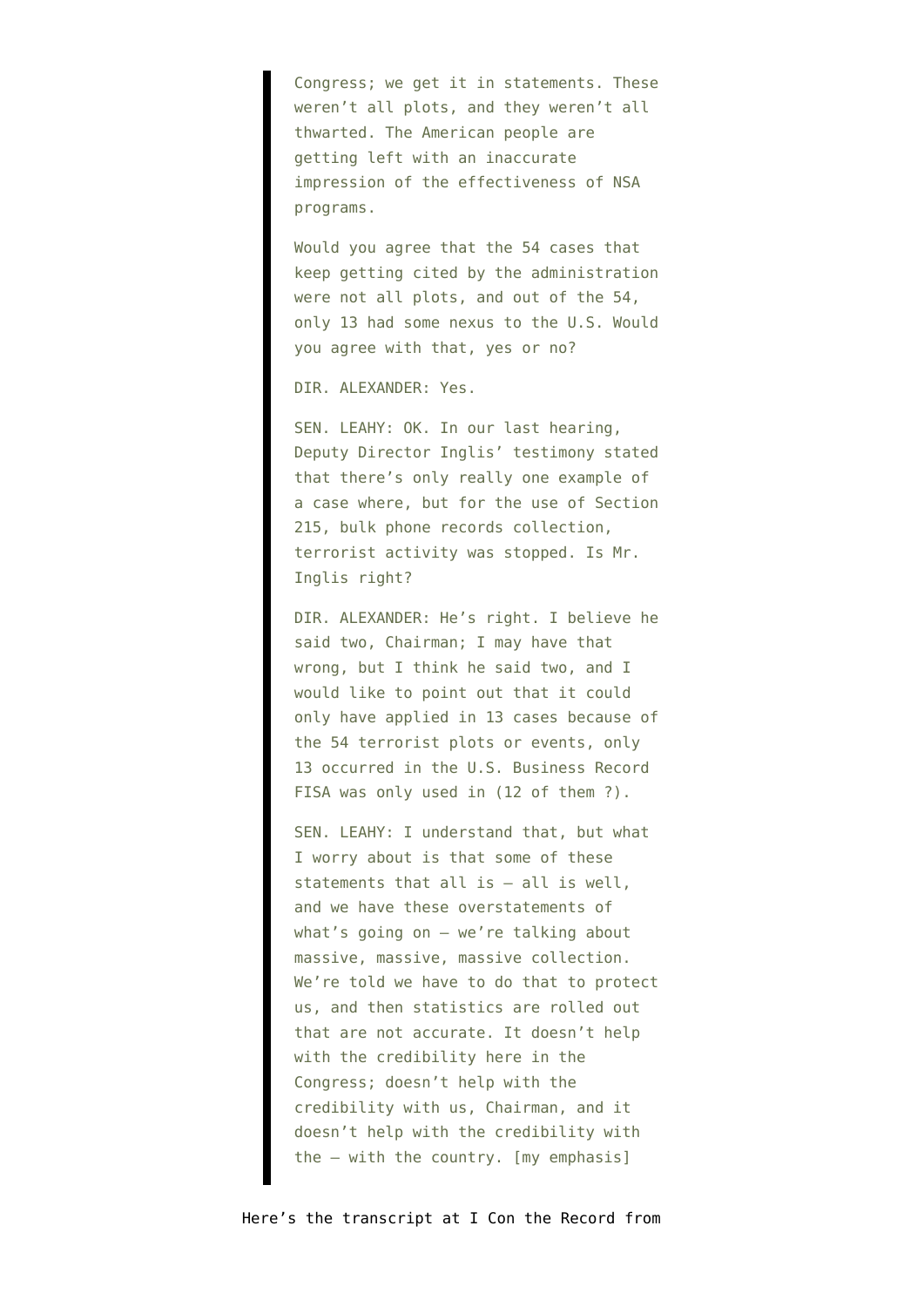> Congress; we get it in statements. These weren't all plots, and they weren't all thwarted. The American people are getting left with an inaccurate impression of the effectiveness of NSA programs.
>
> Would you agree that the 54 cases that keep getting cited by the administration were not all plots, and out of the 54, only 13 had some nexus to the U.S. Would you agree with that, yes or no?
>
> DIR. ALEXANDER: Yes.
>
> SEN. LEAHY: OK. In our last hearing, Deputy Director Inglis' testimony stated that there's only really one example of a case where, but for the use of Section 215, bulk phone records collection, terrorist activity was stopped. Is Mr. Inglis right?
>
> DIR. ALEXANDER: He's right. I believe he said two, Chairman; I may have that wrong, but I think he said two, and I would like to point out that it could only have applied in 13 cases because of the 54 terrorist plots or events, only 13 occurred in the U.S. Business Record FISA was only used in (12 of them ?).
>
> SEN. LEAHY: I understand that, but what I worry about is that some of these statements that all is – all is well, and we have these overstatements of what's going on – we're talking about massive, massive, massive collection. We're told we have to do that to protect us, and then statistics are rolled out that are not accurate. It doesn't help with the credibility here in the Congress; doesn't help with the credibility with us, Chairman, and it doesn't help with the credibility with the – with the country. [my emphasis]

Here's the transcript at I Con the Record from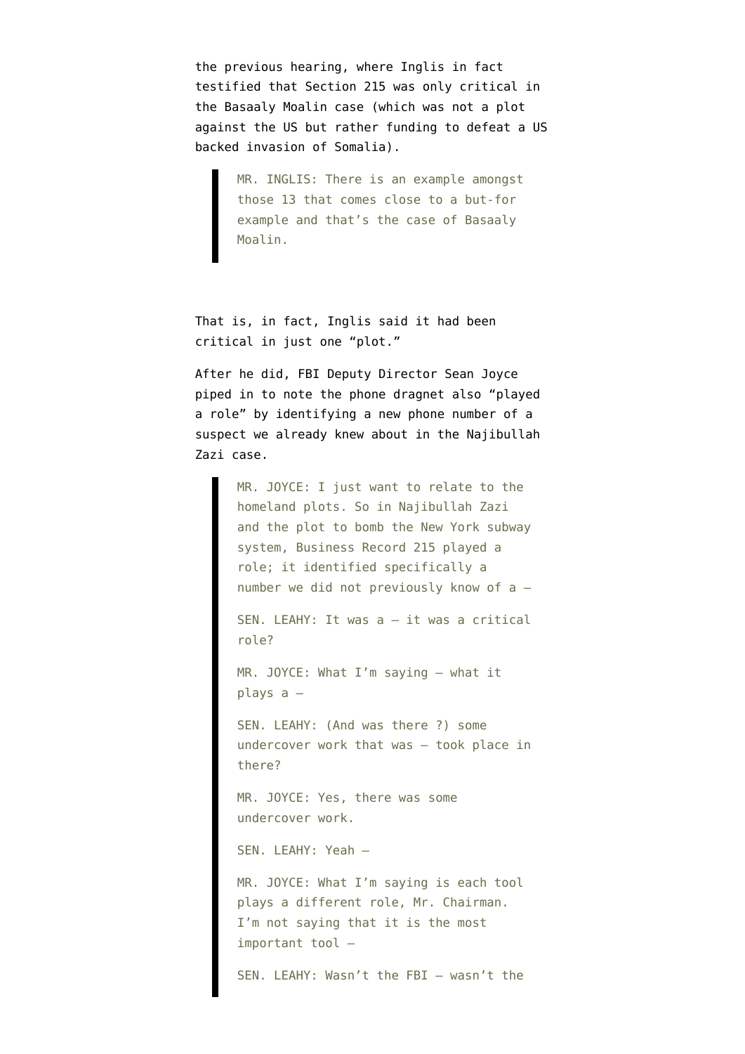the previous hearing, where Inglis in fact testified that Section 215 was only critical in the Basaaly Moalin case (which was not a plot against the US but rather funding to defeat a US backed invasion of Somalia).

> MR. INGLIS: There is an example amongst those 13 that comes close to a but-for example and that's the case of Basaaly Moalin.

That is, in fact, Inglis said it had been critical in just one "plot."

After he did, FBI Deputy Director Sean Joyce piped in to note the phone dragnet also "played a role" by identifying a new phone number of a suspect we already knew about in the Najibullah Zazi case.

> MR. JOYCE: I just want to relate to the homeland plots. So in Najibullah Zazi and the plot to bomb the New York subway system, Business Record 215 played a role; it identified specifically a number we did not previously know of a –
>
> SEN. LEAHY: It was a – it was a critical role?
>
> MR. JOYCE: What I'm saying – what it plays a –
>
> SEN. LEAHY: (And was there ?) some undercover work that was – took place in there?
>
> MR. JOYCE: Yes, there was some undercover work.
>
> SEN. LEAHY: Yeah –
>
> MR. JOYCE: What I'm saying is each tool plays a different role, Mr. Chairman. I'm not saying that it is the most important tool –
>
> SEN. LEAHY: Wasn't the FBI – wasn't the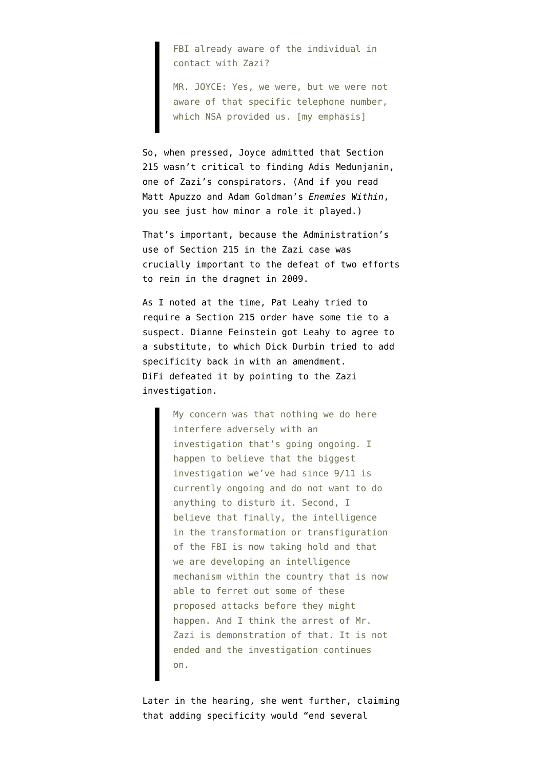> FBI already aware of the individual in contact with Zazi?
>
> MR. JOYCE: Yes, we were, but we were not aware of that specific telephone number, which NSA provided us. [my emphasis]

So, when pressed, Joyce admitted that Section 215 wasn't critical to finding Adis Medunjanin, one of Zazi's conspirators. (And if you read Matt Apuzzo and Adam Goldman's *Enemies Within*, you see just how minor a role it played.)

That's important, because the Administration's use of Section 215 in the Zazi case was crucially important to the defeat of two efforts to rein in the dragnet in 2009.

As I noted at the time, Pat Leahy tried to require a Section 215 order have some tie to a suspect. Dianne Feinstein got Leahy to agree to a substitute, to which Dick Durbin tried to add specificity back in with an amendment. DiFi defeated it by pointing to the Zazi investigation.

> My concern was that nothing we do here interfere adversely with an investigation that's going ongoing. I happen to believe that the biggest investigation we've had since 9/11 is currently ongoing and do not want to do anything to disturb it. Second, I believe that finally, the intelligence in the transformation or transfiguration of the FBI is now taking hold and that we are developing an intelligence mechanism within the country that is now able to ferret out some of these proposed attacks before they might happen. And I think the arrest of Mr. Zazi is demonstration of that. It is not ended and the investigation continues on.

Later in the hearing, she went further, claiming that adding specificity would "end several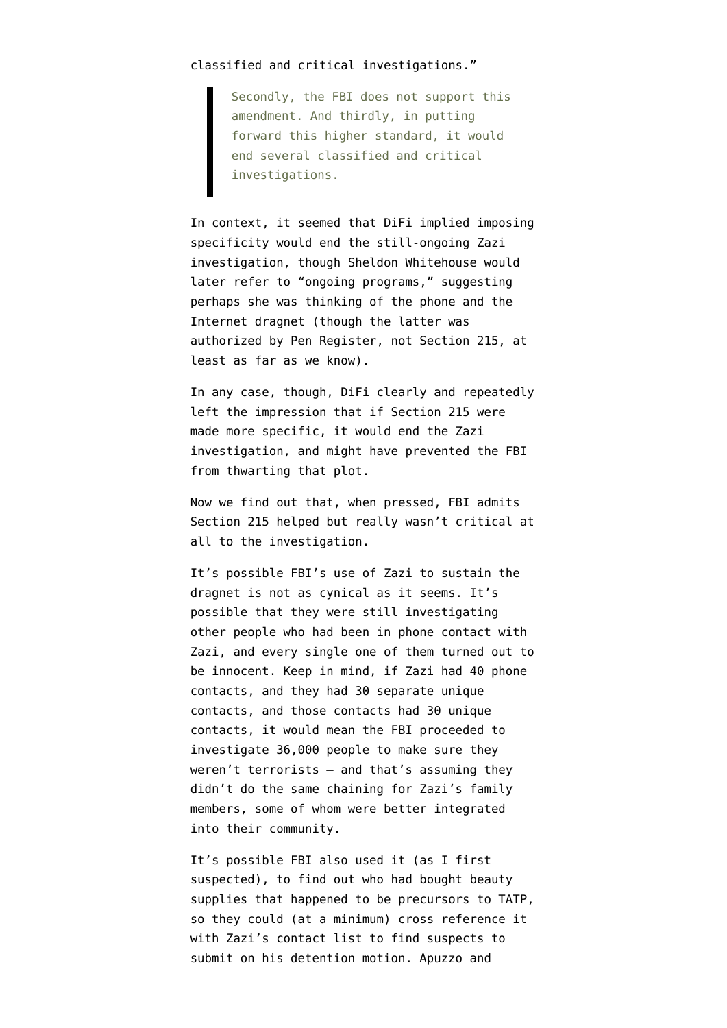classified and critical investigations."

> Secondly, the FBI does not support this amendment. And thirdly, in putting forward this higher standard, it would end several classified and critical investigations.

In context, it seemed that DiFi implied imposing specificity would end the still-ongoing Zazi investigation, though Sheldon Whitehouse would later refer to "ongoing programs," suggesting perhaps she was thinking of the phone and the Internet dragnet (though the latter was authorized by Pen Register, not Section 215, at least as far as we know).

In any case, though, DiFi clearly and repeatedly left the impression that if Section 215 were made more specific, it would end the Zazi investigation, and might have prevented the FBI from thwarting that plot.

Now we find out that, when pressed, FBI admits Section 215 helped but really wasn't critical at all to the investigation.

It's possible FBI's use of Zazi to sustain the dragnet is not as cynical as it seems. It's possible that they were still investigating other people who had been in phone contact with Zazi, and every single one of them turned out to be innocent. Keep in mind, if Zazi had 40 phone contacts, and they had 30 separate unique contacts, and those contacts had 30 unique contacts, it would mean the FBI proceeded to investigate 36,000 people to make sure they weren't terrorists – and that's assuming they didn't do the same chaining for Zazi's family members, some of whom were better integrated into their community.

It's possible FBI also used it (as I first suspected), to find out who had bought beauty supplies that happened to be precursors to TATP, so they could (at a minimum) cross reference it with Zazi's contact list to find suspects to submit on his detention motion. Apuzzo and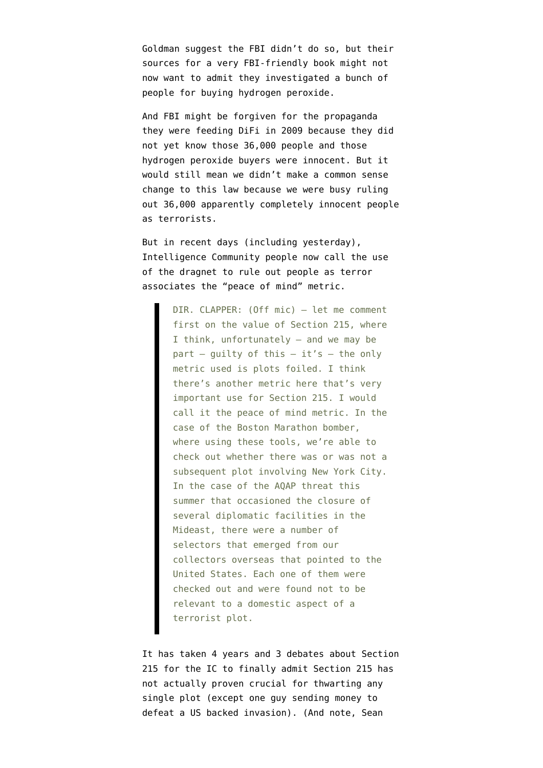Goldman suggest the FBI didn't do so, but their sources for a very FBI-friendly book might not now want to admit they investigated a bunch of people for buying hydrogen peroxide.

And FBI might be forgiven for the propaganda they were feeding DiFi in 2009 because they did not yet know those 36,000 people and those hydrogen peroxide buyers were innocent. But it would still mean we didn't make a common sense change to this law because we were busy ruling out 36,000 apparently completely innocent people as terrorists.

But in recent days (including yesterday), Intelligence Community people now call the use of the dragnet to rule out people as terror associates the "peace of mind" metric.

> DIR. CLAPPER: (Off mic) — let me comment first on the value of Section 215, where I think, unfortunately — and we may be part — guilty of this — it's — the only metric used is plots foiled. I think there's another metric here that's very important use for Section 215. I would call it the peace of mind metric. In the case of the Boston Marathon bomber, where using these tools, we're able to check out whether there was or was not a subsequent plot involving New York City. In the case of the AQAP threat this summer that occasioned the closure of several diplomatic facilities in the Mideast, there were a number of selectors that emerged from our collectors overseas that pointed to the United States. Each one of them were checked out and were found not to be relevant to a domestic aspect of a terrorist plot.

It has taken 4 years and 3 debates about Section 215 for the IC to finally admit Section 215 has not actually proven crucial for thwarting any single plot (except one guy sending money to defeat a US backed invasion). (And note, Sean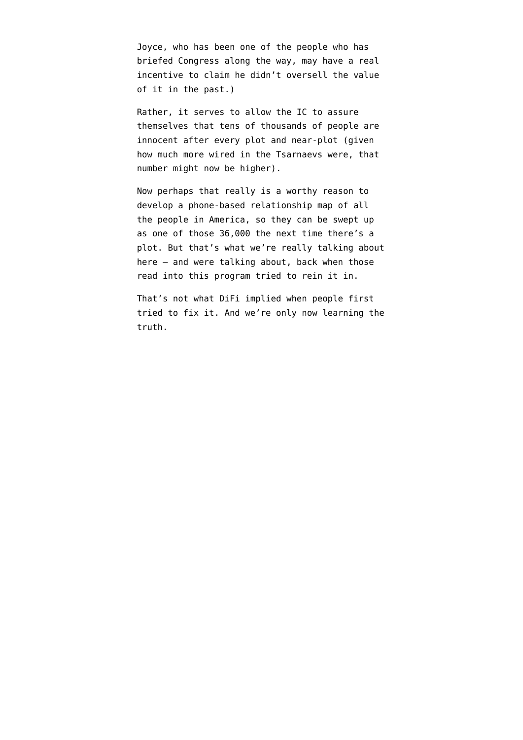Joyce, who has been one of the people who has briefed Congress along the way, may have a real incentive to claim he didn't oversell the value of it in the past.)

Rather, it serves to allow the IC to assure themselves that tens of thousands of people are innocent after every plot and near-plot (given how much more wired in the Tsarnaevs were, that number might now be higher).

Now perhaps that really is a worthy reason to develop a phone-based relationship map of all the people in America, so they can be swept up as one of those 36,000 the next time there's a plot. But that's what we're really talking about here — and were talking about, back when those read into this program tried to rein it in.

That's not what DiFi implied when people first tried to fix it. And we're only now learning the truth.